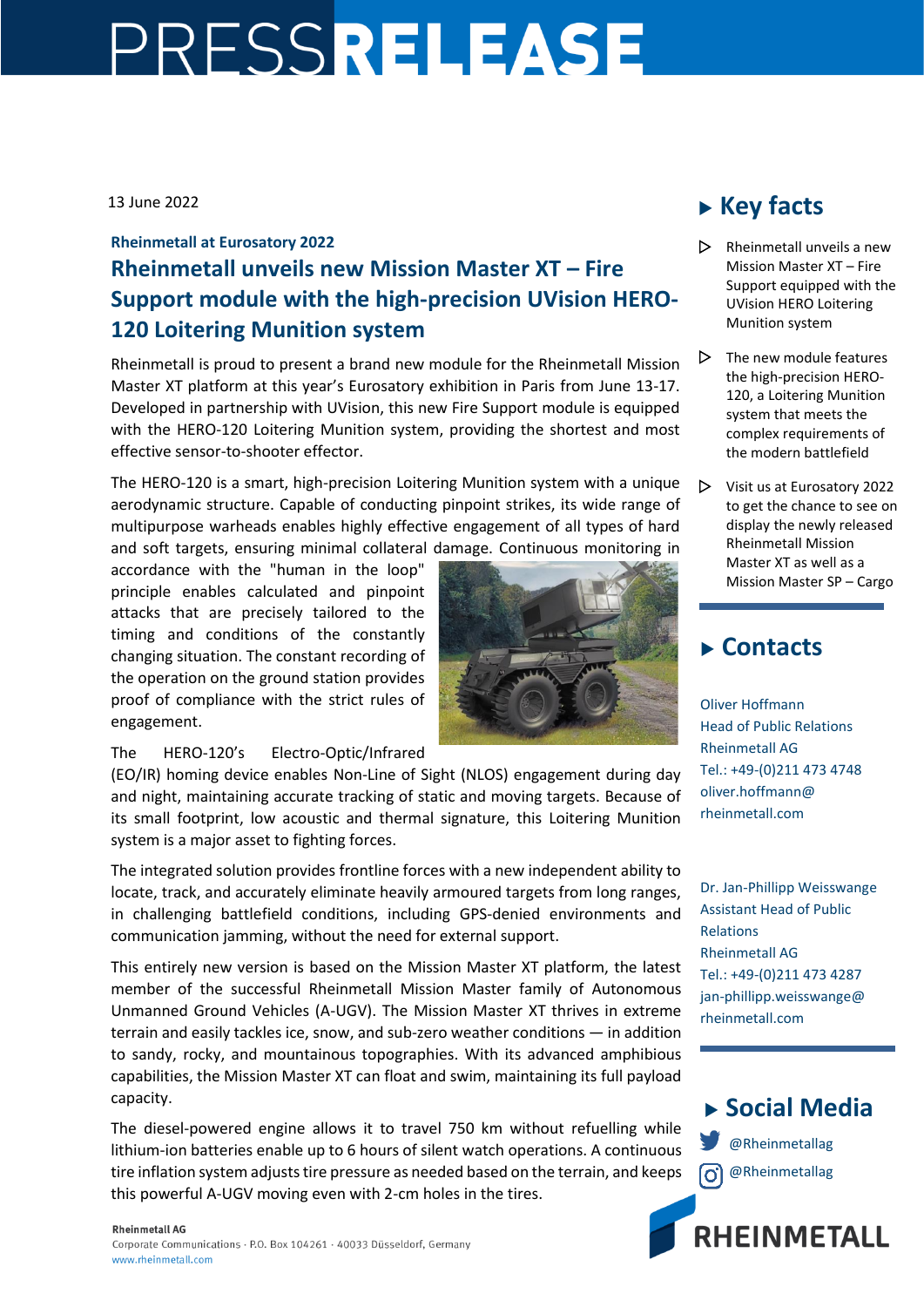# PRESSRELEASE

13 June 2022

**Rheinmetall at Eurosatory 2022**

## Rheinmetall unveils new Mission Master XT – Fire Support module with the high-precision UVision HERO-120 Loitering Munition system

Rheinmetall is proud to present a brand new module for the Rheinmetall Mission Master XT platform at this year's Eurosatory exhibition in Paris from June 13-17. Developed in partnership with UVision, this new Fire Support module is equipped with the HERO-120 Loitering Munition system, providing the shortest and most effective sensor-to-shooter effector.

The HERO-120 is a smart, high-precision Loitering Munition system with a unique aerodynamic structure. Capable of conducting pinpoint strikes, its wide range of multipurpose warheads enables highly effective engagement of all types of hard and soft targets, ensuring minimal collateral damage. Continuous monitoring in accordance with the "human in the loop" principle enables calculated and pinpoint attacks that are precisely tailored to the timing and conditions of the constantly changing situation. The constant recording of the operation on the ground station provides proof of compliance with the strict rules of engagement.

The HERO-120's Electro-Optic/Infrared (EO/IR) homing device enables Non-Line of Sight (NLOS) engagement during day and night, maintaining accurate tracking of static and moving targets. Because of its small footprint, low acoustic and thermal signature, this Loitering Munition system is a major asset to fighting forces.

The integrated solution provides frontline forces with a new independent ability to locate, track, and accurately eliminate heavily armoured targets from long ranges, in challenging battlefield conditions, including GPS-denied environments and communication jamming, without the need for external support.

This entirely new version is based on the Mission Master XT platform, the latest member of the successful Rheinmetall Mission Master family of Autonomous Unmanned Ground Vehicles (A-UGV). The Mission Master XT thrives in extreme terrain and easily tackles ice, snow, and sub-zero weather conditions — in addition to sandy, rocky, and mountainous topographies. With its advanced amphibious capabilities, the Mission Master XT can float and swim, maintaining its full payload capacity.

The diesel-powered engine allows it to travel 750 km without refuelling while lithium-ion batteries enable up to 6 hours of silent watch operations. A continuous tire inflation system adjusts tire pressure as needed based on the terrain, and keeps this powerful A-UGV moving even with 2-cm holes in the tires.

## Key facts

- Rheinmetall unveils a new Mission Master XT – Fire Support equipped with the UVision HERO Loitering Munition system
- The new module features the high-precision HERO-120, a Loitering Munition system that meets the complex requirements of the modern battlefield
- Visit us at Eurosatory 2022 to get the chance to see on display the newly released Rheinmetall Mission Master XT as well as a Mission Master SP – Cargo

## Contacts

Oliver Hoffmann
Head of Public Relations
Rheinmetall AG
Tel.: +49-(0)211 473 4748
oliver.hoffmann@rheinmetall.com

Dr. Jan-Phillipp Weisswange
Assistant Head of Public Relations
Rheinmetall AG
Tel.: +49-(0)211 473 4287
jan-phillipp.weisswange@rheinmetall.com

## Social Media

@Rheinmetallag
@Rheinmetallag

RHEINMETALL

**Rheinmetall AG**
Corporate Communications · P.O. Box 104261 · 40033 Düsseldorf, Germany
www.rheinmetall.com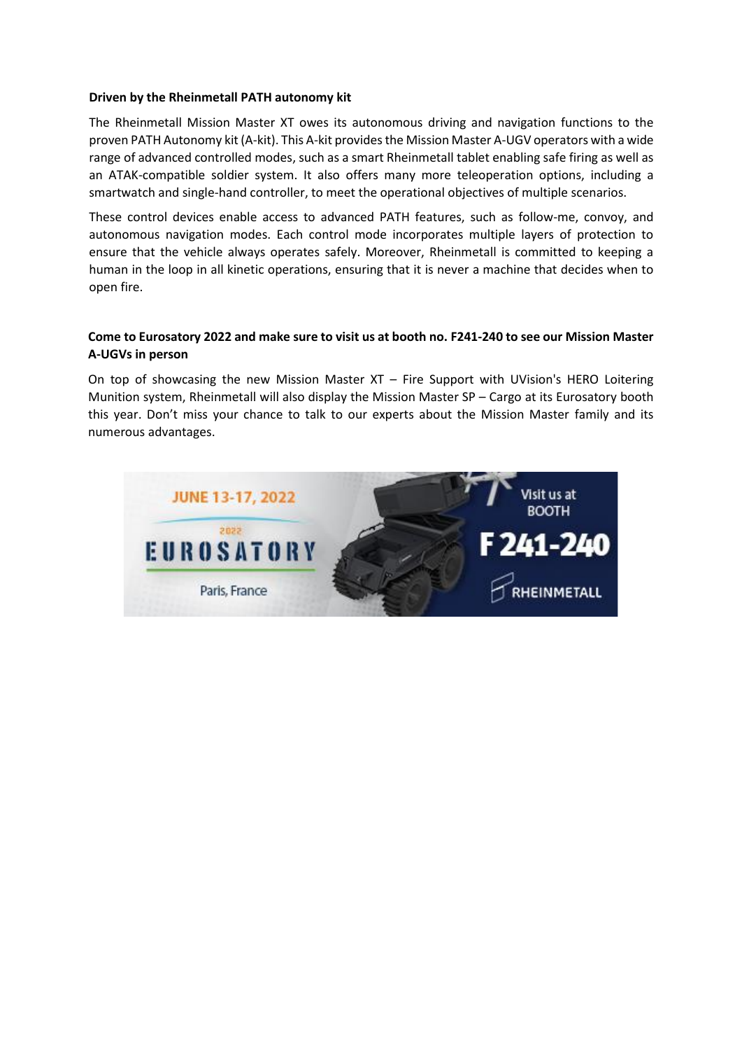**Driven by the Rheinmetall PATH autonomy kit**

The Rheinmetall Mission Master XT owes its autonomous driving and navigation functions to the proven PATH Autonomy kit (A-kit). This A-kit provides the Mission Master A-UGV operators with a wide range of advanced controlled modes, such as a smart Rheinmetall tablet enabling safe firing as well as an ATAK-compatible soldier system. It also offers many more teleoperation options, including a smartwatch and single-hand controller, to meet the operational objectives of multiple scenarios.

These control devices enable access to advanced PATH features, such as follow-me, convoy, and autonomous navigation modes. Each control mode incorporates multiple layers of protection to ensure that the vehicle always operates safely. Moreover, Rheinmetall is committed to keeping a human in the loop in all kinetic operations, ensuring that it is never a machine that decides when to open fire.

**Come to Eurosatory 2022 and make sure to visit us at booth no. F241-240 to see our Mission Master A-UGVs in person**

On top of showcasing the new Mission Master XT – Fire Support with UVision's HERO Loitering Munition system, Rheinmetall will also display the Mission Master SP – Cargo at its Eurosatory booth this year. Don't miss your chance to talk to our experts about the Mission Master family and its numerous advantages.